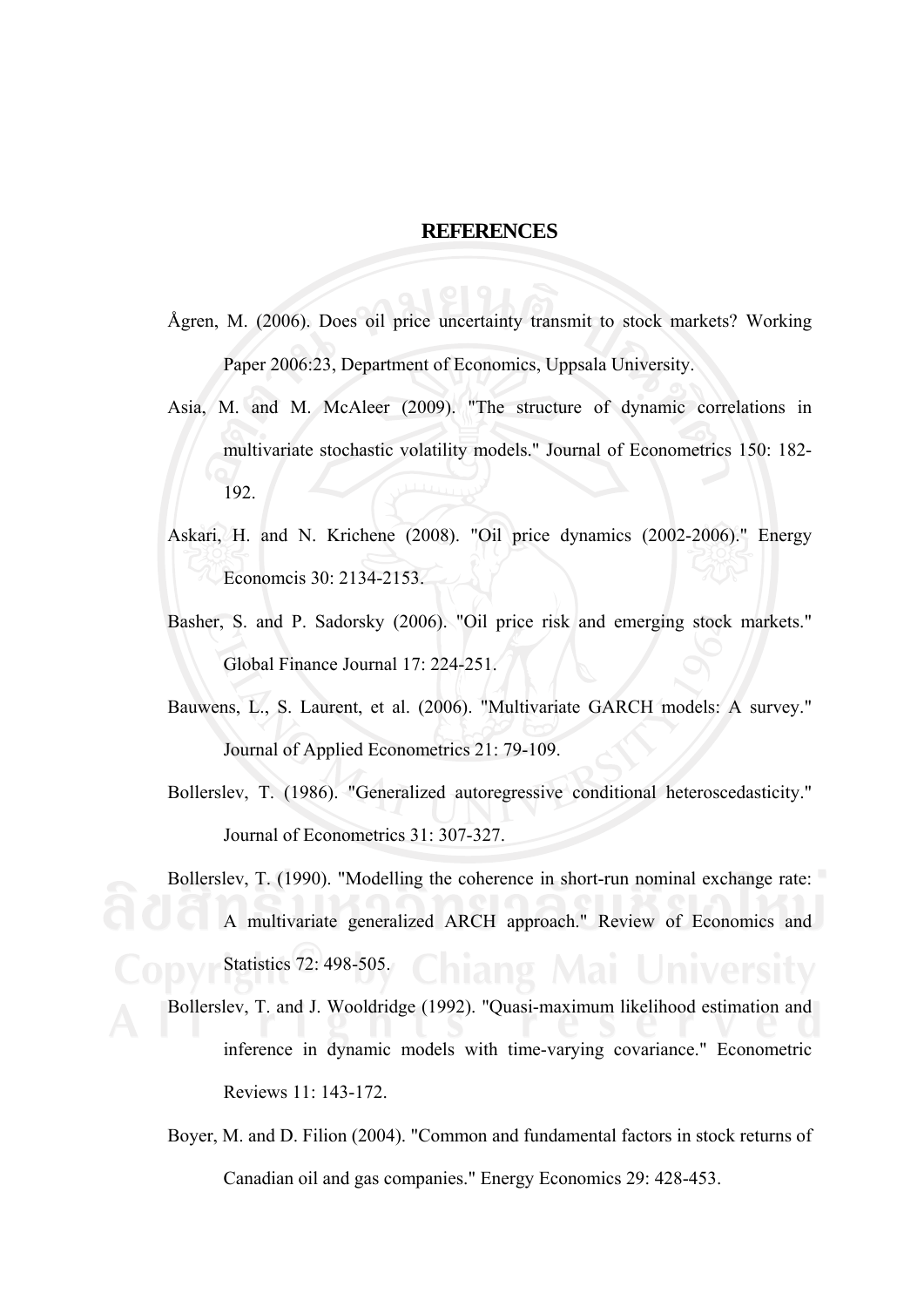# REFERENCES

Ågren, M. (2006). Does oil price uncertainty transmit to stock markets? Working Paper 2006:23, Department of Economics, Uppsala University.

Asia, M. and M. McAleer (2009). "The structure of dynamic correlations in multivariate stochastic volatility models." Journal of Econometrics 150: 182-192.

Askari, H. and N. Krichene (2008). "Oil price dynamics (2002-2006)." Energy Economcis 30: 2134-2153.

Basher, S. and P. Sadorsky (2006). "Oil price risk and emerging stock markets." Global Finance Journal 17: 224-251.

Bauwens, L., S. Laurent, et al. (2006). "Multivariate GARCH models: A survey." Journal of Applied Econometrics 21: 79-109.

Bollerslev, T. (1986). "Generalized autoregressive conditional heteroscedasticity." Journal of Econometrics 31: 307-327.

Bollerslev, T. (1990). "Modelling the coherence in short-run nominal exchange rate: A multivariate generalized ARCH approach." Review of Economics and Statistics 72: 498-505.

Bollerslev, T. and J. Wooldridge (1992). "Quasi-maximum likelihood estimation and inference in dynamic models with time-varying covariance." Econometric Reviews 11: 143-172.

Boyer, M. and D. Filion (2004). "Common and fundamental factors in stock returns of Canadian oil and gas companies." Energy Economics 29: 428-453.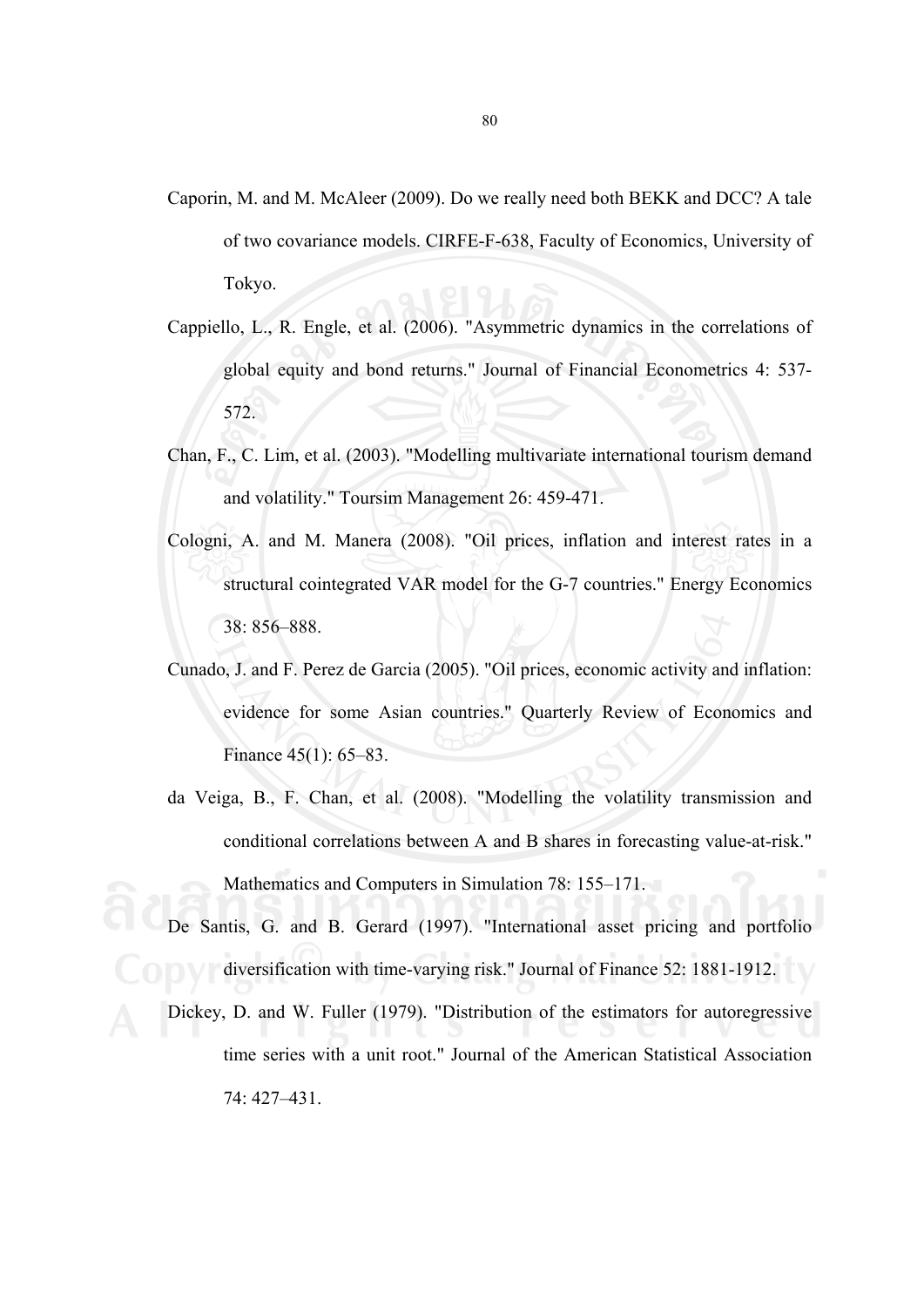Caporin, M. and M. McAleer (2009). Do we really need both BEKK and DCC? A tale of two covariance models. CIRFE-F-638, Faculty of Economics, University of Tokyo.

Cappiello, L., R. Engle, et al. (2006). "Asymmetric dynamics in the correlations of global equity and bond returns." Journal of Financial Econometrics 4: 537-572.

Chan, F., C. Lim, et al. (2003). "Modelling multivariate international tourism demand and volatility." Toursim Management 26: 459-471.

Cologni, A. and M. Manera (2008). "Oil prices, inflation and interest rates in a structural cointegrated VAR model for the G-7 countries." Energy Economics 38: 856–888.

Cunado, J. and F. Perez de Garcia (2005). "Oil prices, economic activity and inflation: evidence for some Asian countries." Quarterly Review of Economics and Finance 45(1): 65–83.

da Veiga, B., F. Chan, et al. (2008). "Modelling the volatility transmission and conditional correlations between A and B shares in forecasting value-at-risk." Mathematics and Computers in Simulation 78: 155–171.

De Santis, G. and B. Gerard (1997). "International asset pricing and portfolio diversification with time-varying risk." Journal of Finance 52: 1881-1912.

Dickey, D. and W. Fuller (1979). "Distribution of the estimators for autoregressive time series with a unit root." Journal of the American Statistical Association 74: 427–431.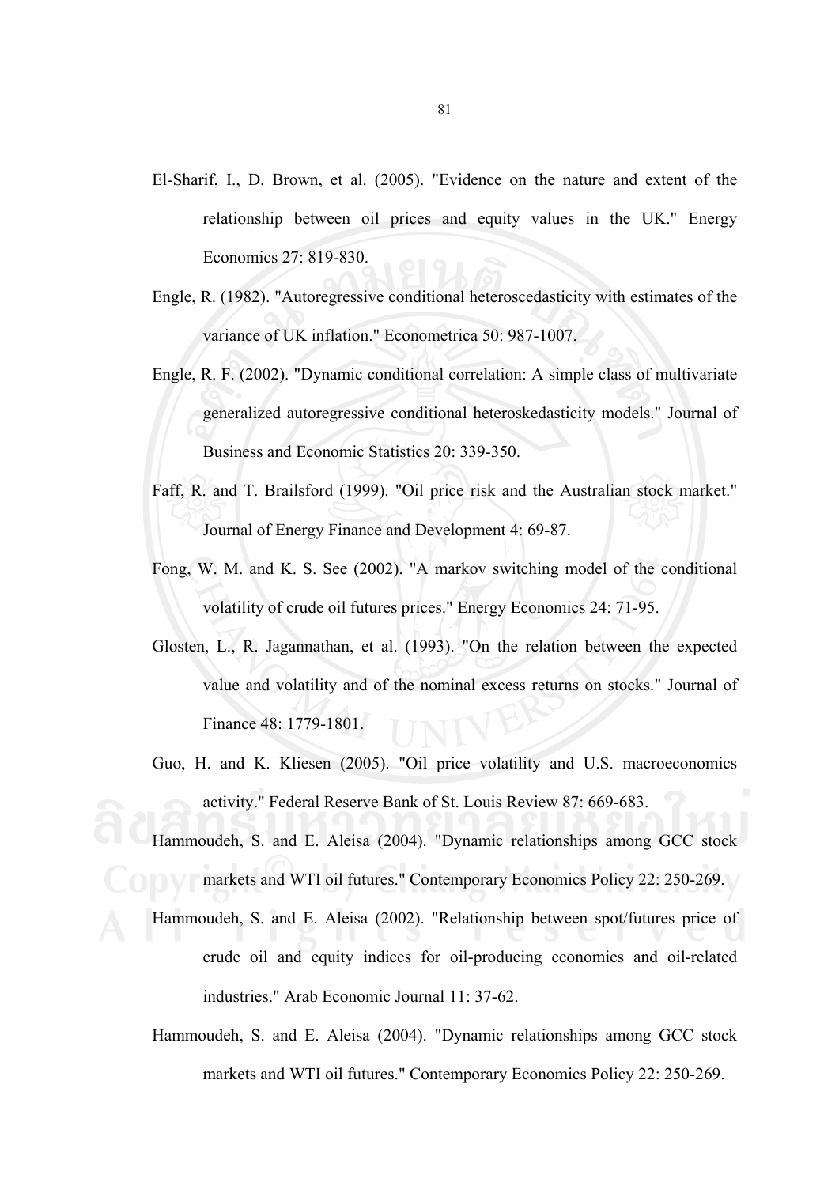El-Sharif, I., D. Brown, et al. (2005). "Evidence on the nature and extent of the relationship between oil prices and equity values in the UK." Energy Economics 27: 819-830.

Engle, R. (1982). "Autoregressive conditional heteroscedasticity with estimates of the variance of UK inflation." Econometrica 50: 987-1007.

Engle, R. F. (2002). "Dynamic conditional correlation: A simple class of multivariate generalized autoregressive conditional heteroskedasticity models." Journal of Business and Economic Statistics 20: 339-350.

Faff, R. and T. Brailsford (1999). "Oil price risk and the Australian stock market." Journal of Energy Finance and Development 4: 69-87.

Fong, W. M. and K. S. See (2002). "A markov switching model of the conditional volatility of crude oil futures prices." Energy Economics 24: 71-95.

Glosten, L., R. Jagannathan, et al. (1993). "On the relation between the expected value and volatility and of the nominal excess returns on stocks." Journal of Finance 48: 1779-1801.

Guo, H. and K. Kliesen (2005). "Oil price volatility and U.S. macroeconomics activity." Federal Reserve Bank of St. Louis Review 87: 669-683.

Hammoudeh, S. and E. Aleisa (2004). "Dynamic relationships among GCC stock markets and WTI oil futures." Contemporary Economics Policy 22: 250-269.

Hammoudeh, S. and E. Aleisa (2002). "Relationship between spot/futures price of crude oil and equity indices for oil-producing economies and oil-related industries." Arab Economic Journal 11: 37-62.

Hammoudeh, S. and E. Aleisa (2004). "Dynamic relationships among GCC stock markets and WTI oil futures." Contemporary Economics Policy 22: 250-269.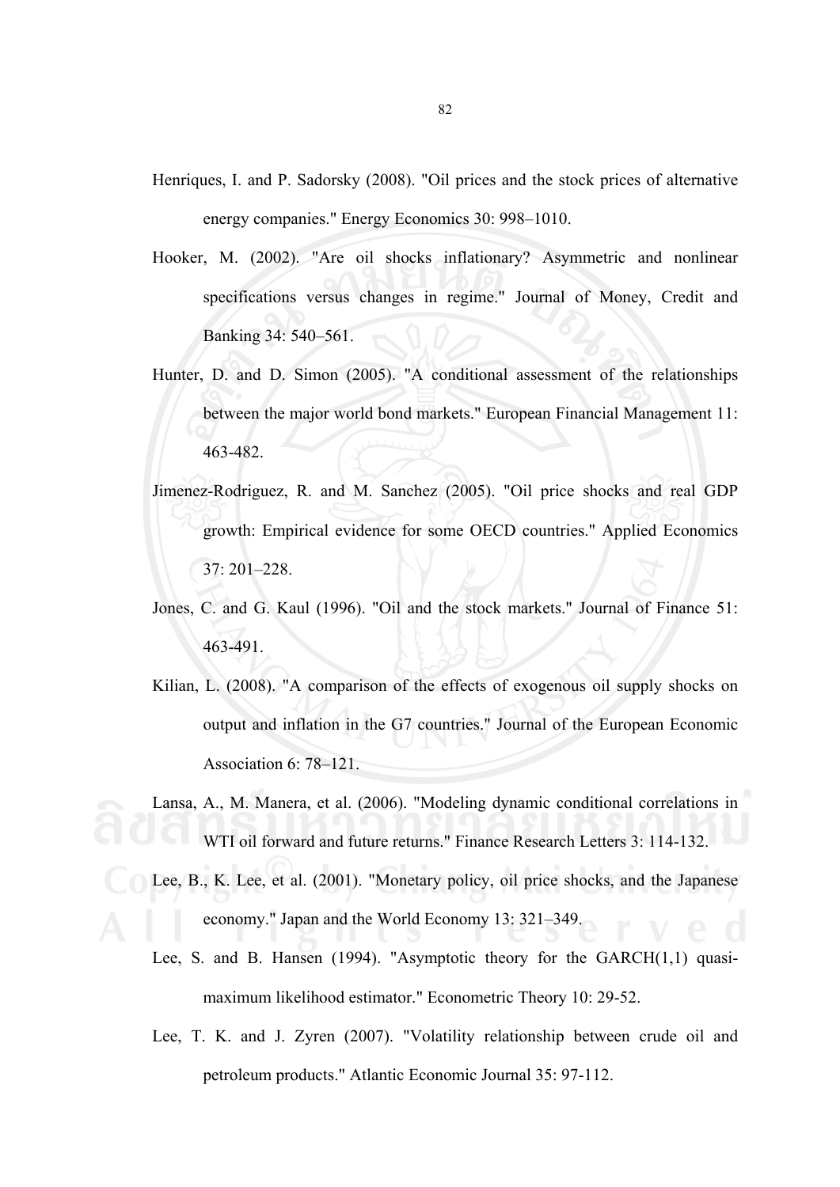Henriques, I. and P. Sadorsky (2008). "Oil prices and the stock prices of alternative energy companies." Energy Economics 30: 998–1010.

Hooker, M. (2002). "Are oil shocks inflationary? Asymmetric and nonlinear specifications versus changes in regime." Journal of Money, Credit and Banking 34: 540–561.

Hunter, D. and D. Simon (2005). "A conditional assessment of the relationships between the major world bond markets." European Financial Management 11: 463-482.

Jimenez-Rodriguez, R. and M. Sanchez (2005). "Oil price shocks and real GDP growth: Empirical evidence for some OECD countries." Applied Economics 37: 201–228.

Jones, C. and G. Kaul (1996). "Oil and the stock markets." Journal of Finance 51: 463-491.

Kilian, L. (2008). "A comparison of the effects of exogenous oil supply shocks on output and inflation in the G7 countries." Journal of the European Economic Association 6: 78–121.

Lansa, A., M. Manera, et al. (2006). "Modeling dynamic conditional correlations in WTI oil forward and future returns." Finance Research Letters 3: 114-132.

Lee, B., K. Lee, et al. (2001). "Monetary policy, oil price shocks, and the Japanese economy." Japan and the World Economy 13: 321–349.

Lee, S. and B. Hansen (1994). "Asymptotic theory for the GARCH(1,1) quasi-maximum likelihood estimator." Econometric Theory 10: 29-52.

Lee, T. K. and J. Zyren (2007). "Volatility relationship between crude oil and petroleum products." Atlantic Economic Journal 35: 97-112.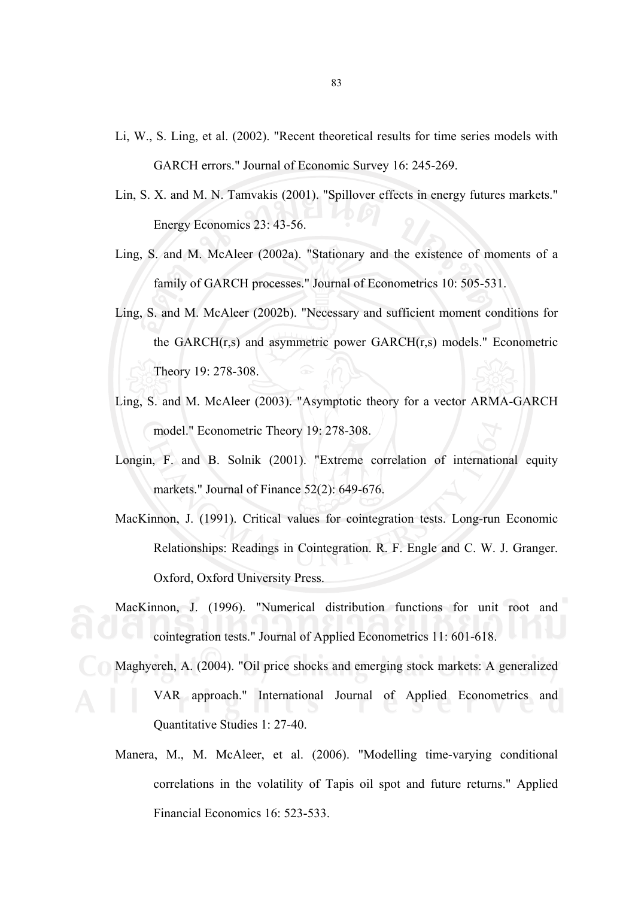Li, W., S. Ling, et al. (2002). "Recent theoretical results for time series models with GARCH errors." Journal of Economic Survey 16: 245-269.

Lin, S. X. and M. N. Tamvakis (2001). "Spillover effects in energy futures markets." Energy Economics 23: 43-56.

Ling, S. and M. McAleer (2002a). "Stationary and the existence of moments of a family of GARCH processes." Journal of Econometrics 10: 505-531.

Ling, S. and M. McAleer (2002b). "Necessary and sufficient moment conditions for the GARCH(r,s) and asymmetric power GARCH(r,s) models." Econometric Theory 19: 278-308.

Ling, S. and M. McAleer (2003). "Asymptotic theory for a vector ARMA-GARCH model." Econometric Theory 19: 278-308.

Longin, F. and B. Solnik (2001). "Extreme correlation of international equity markets." Journal of Finance 52(2): 649-676.

MacKinnon, J. (1991). Critical values for cointegration tests. Long-run Economic Relationships: Readings in Cointegration. R. F. Engle and C. W. J. Granger. Oxford, Oxford University Press.

MacKinnon, J. (1996). "Numerical distribution functions for unit root and cointegration tests." Journal of Applied Econometrics 11: 601-618.

Maghyereh, A. (2004). "Oil price shocks and emerging stock markets: A generalized VAR approach." International Journal of Applied Econometrics and Quantitative Studies 1: 27-40.

Manera, M., M. McAleer, et al. (2006). "Modelling time-varying conditional correlations in the volatility of Tapis oil spot and future returns." Applied Financial Economics 16: 523-533.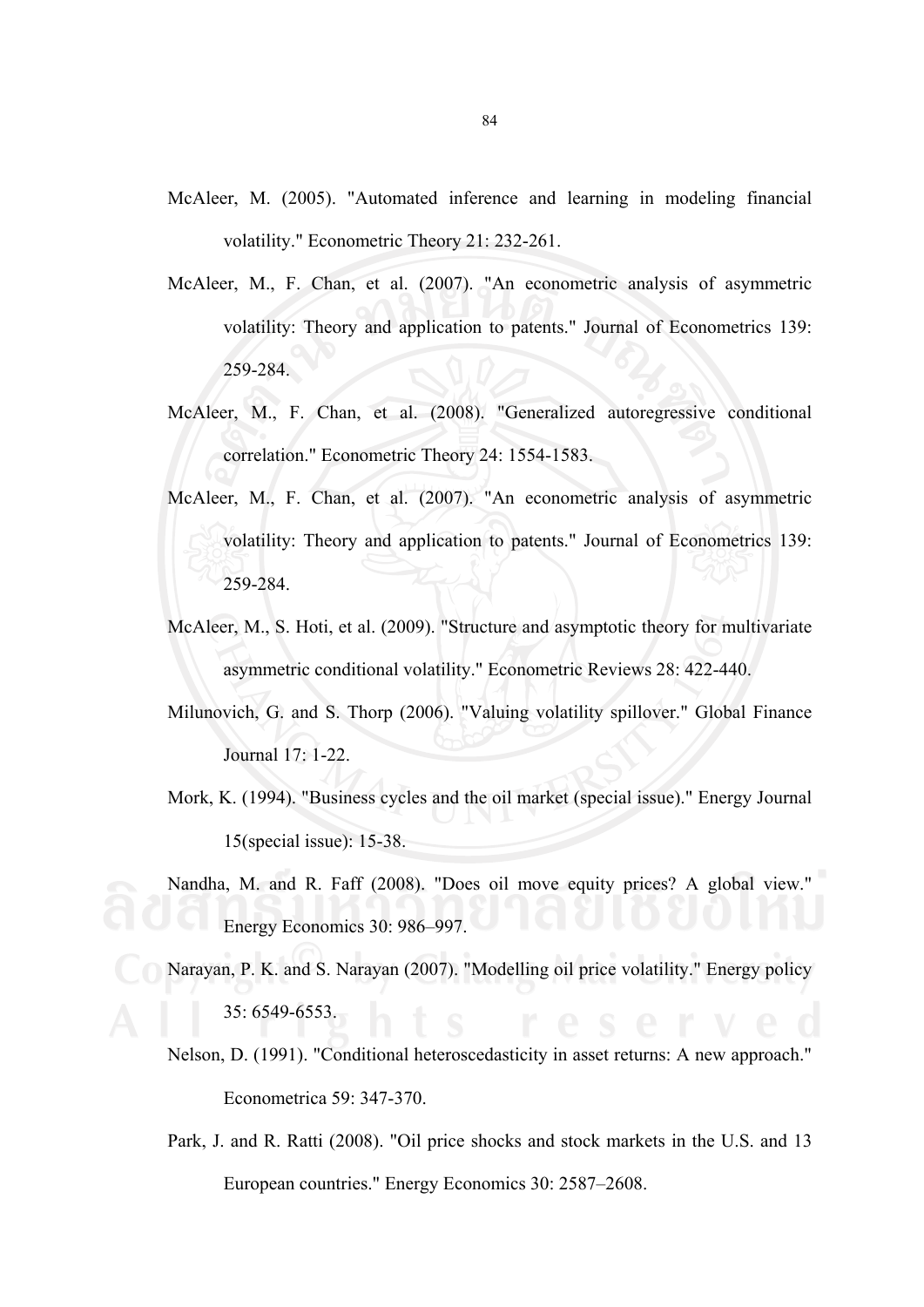McAleer, M. (2005). "Automated inference and learning in modeling financial volatility." Econometric Theory 21: 232-261.

McAleer, M., F. Chan, et al. (2007). "An econometric analysis of asymmetric volatility: Theory and application to patents." Journal of Econometrics 139: 259-284.

McAleer, M., F. Chan, et al. (2008). "Generalized autoregressive conditional correlation." Econometric Theory 24: 1554-1583.

McAleer, M., F. Chan, et al. (2007). "An econometric analysis of asymmetric volatility: Theory and application to patents." Journal of Econometrics 139: 259-284.

McAleer, M., S. Hoti, et al. (2009). "Structure and asymptotic theory for multivariate asymmetric conditional volatility." Econometric Reviews 28: 422-440.

Milunovich, G. and S. Thorp (2006). "Valuing volatility spillover." Global Finance Journal 17: 1-22.

Mork, K. (1994). "Business cycles and the oil market (special issue)." Energy Journal 15(special issue): 15-38.

Nandha, M. and R. Faff (2008). "Does oil move equity prices? A global view." Energy Economics 30: 986–997.

Narayan, P. K. and S. Narayan (2007). "Modelling oil price volatility." Energy policy 35: 6549-6553.

Nelson, D. (1991). "Conditional heteroscedasticity in asset returns: A new approach." Econometrica 59: 347-370.

Park, J. and R. Ratti (2008). "Oil price shocks and stock markets in the U.S. and 13 European countries." Energy Economics 30: 2587–2608.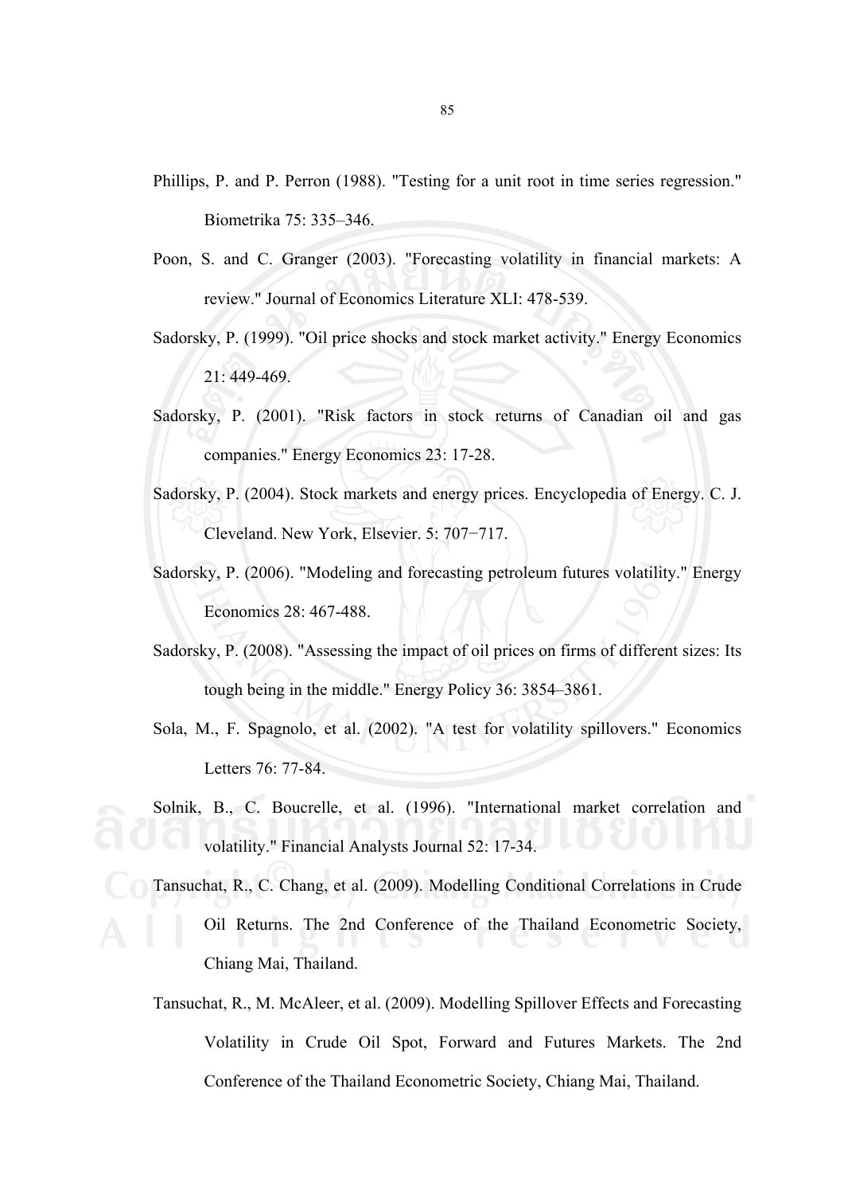Phillips, P. and P. Perron (1988). "Testing for a unit root in time series regression." Biometrika 75: 335–346.

Poon, S. and C. Granger (2003). "Forecasting volatility in financial markets: A review." Journal of Economics Literature XLI: 478-539.

Sadorsky, P. (1999). "Oil price shocks and stock market activity." Energy Economics 21: 449-469.

Sadorsky, P. (2001). "Risk factors in stock returns of Canadian oil and gas companies." Energy Economics 23: 17-28.

Sadorsky, P. (2004). Stock markets and energy prices. Encyclopedia of Energy. C. J. Cleveland. New York, Elsevier. 5: 707−717.

Sadorsky, P. (2006). "Modeling and forecasting petroleum futures volatility." Energy Economics 28: 467-488.

Sadorsky, P. (2008). "Assessing the impact of oil prices on firms of different sizes: Its tough being in the middle." Energy Policy 36: 3854–3861.

Sola, M., F. Spagnolo, et al. (2002). "A test for volatility spillovers." Economics Letters 76: 77-84.

Solnik, B., C. Boucrelle, et al. (1996). "International market correlation and volatility." Financial Analysts Journal 52: 17-34.

Tansuchat, R., C. Chang, et al. (2009). Modelling Conditional Correlations in Crude Oil Returns. The 2nd Conference of the Thailand Econometric Society, Chiang Mai, Thailand.

Tansuchat, R., M. McAleer, et al. (2009). Modelling Spillover Effects and Forecasting Volatility in Crude Oil Spot, Forward and Futures Markets. The 2nd Conference of the Thailand Econometric Society, Chiang Mai, Thailand.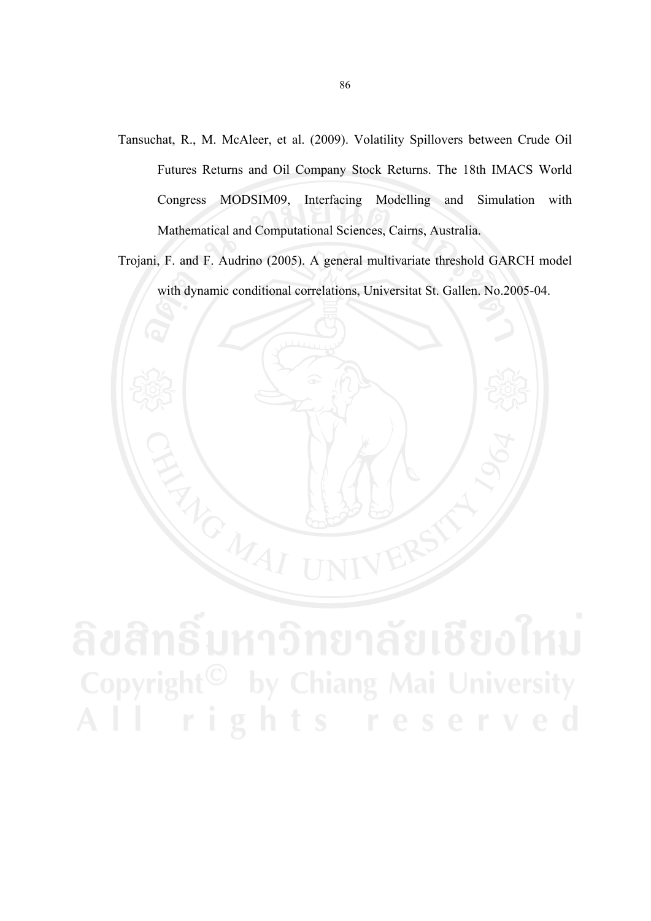Tansuchat, R., M. McAleer, et al. (2009). Volatility Spillovers between Crude Oil Futures Returns and Oil Company Stock Returns. The 18th IMACS World Congress MODSIM09, Interfacing Modelling and Simulation with Mathematical and Computational Sciences, Cairns, Australia.

Trojani, F. and F. Audrino (2005). A general multivariate threshold GARCH model with dynamic conditional correlations, Universitat St. Gallen. No.2005-04.